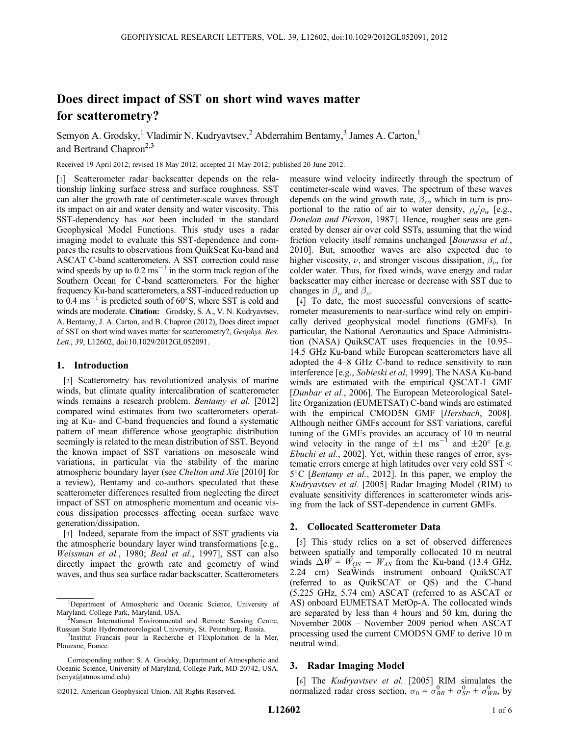# Does direct impact of SST on short wind waves matter for scatterometry?

Semyon A. Grodsky,[1] Vladimir N. Kudryavtsev,[2] Abderrahim Bentamy,[3] James A. Carton,[1] and Bertrand Chapron[2,3]

Received 19 April 2012; revised 18 May 2012; accepted 21 May 2012; published 20 June 2012.

[1] Scatterometer radar backscatter depends on the relationship linking surface stress and surface roughness. SST can alter the growth rate of centimeter-scale waves through its impact on air and water density and water viscosity. This SST-dependency has *not* been included in the standard Geophysical Model Functions. This study uses a radar imaging model to evaluate this SST-dependence and compares the results to observations from QuikScat Ku-band and ASCAT C-band scatterometers. A SST correction could raise wind speeds by up to 0.2 $ms^{-1}$ in the storm track region of the Southern Ocean for C-band scatterometers. For the higher frequency Ku-band scatterometers, a SST-induced reduction up to 0.4 $ms^{-1}$ is predicted south of 60°S, where SST is cold and winds are moderate. **Citation:** Grodsky, S. A., V. N. Kudryavtsev, A. Bentamy, J. A. Carton, and B. Chapron (2012), Does direct impact of SST on short wind waves matter for scatterometry?, *Geophys. Res. Lett.*, *39*, L12602, doi:10.1029/2012GL052091.

## 1. Introduction

[2] Scatterometry has revolutionized analysis of marine winds, but climate quality intercalibration of scatterometer winds remains a research problem. *Bentamy et al.* [2012] compared wind estimates from two scatterometers operating at Ku- and C-band frequencies and found a systematic pattern of mean difference whose geographic distribution seemingly is related to the mean distribution of SST. Beyond the known impact of SST variations on mesoscale wind variations, in particular via the stability of the marine atmospheric boundary layer (see *Chelton and Xie* [2010] for a review), Bentamy and co-authors speculated that these scatterometer differences resulted from neglecting the direct impact of SST on atmospheric momentum and oceanic viscous dissipation processes affecting ocean surface wave generation/dissipation.

[3] Indeed, separate from the impact of SST gradients via the atmospheric boundary layer wind transformations [e.g., *Weissman et al.*, 1980; *Beal et al.*, 1997], SST can also directly impact the growth rate and geometry of wind waves, and thus sea surface radar backscatter. Scatterometers measure wind velocity indirectly through the spectrum of centimeter-scale wind waves. The spectrum of these waves depends on the wind growth rate, $\beta_w$, which in turn is proportional to the ratio of air to water density, $\rho_a/\rho_w$ [e.g., *Donelan and Pierson*, 1987]. Hence, rougher seas are generated by denser air over cold SSTs, assuming that the wind friction velocity itself remains unchanged [*Bourassa et al.*, 2010]. But, smoother waves are also expected due to higher viscosity, $\nu$, and stronger viscous dissipation, $\beta_\nu$, for colder water. Thus, for fixed winds, wave energy and radar backscatter may either increase or decrease with SST due to changes in $\beta_w$ and $\beta_\nu$.

[4] To date, the most successful conversions of scatterometer measurements to near-surface wind rely on empirically derived geophysical model functions (GMFs). In particular, the National Aeronautics and Space Administration (NASA) QuikSCAT uses frequencies in the 10.95–14.5 GHz Ku-band while European scatterometers have all adopted the 4–8 GHz C-band to reduce sensitivity to rain interference [e.g., *Sobieski et al*, 1999]. The NASA Ku-band winds are estimated with the empirical QSCAT-1 GMF [*Dunbar et al.*, 2006]. The European Meteorological Satellite Organization (EUMETSAT) C-band winds are estimated with the empirical CMOD5N GMF [*Hersbach*, 2008]. Although neither GMFs account for SST variations, careful tuning of the GMFs provides an accuracy of 10 m neutral wind velocity in the range of $\pm 1$ $ms^{-1}$ and $\pm 20°$ [e.g. *Ebuchi et al.*, 2002]. Yet, within these ranges of error, systematic errors emerge at high latitudes over very cold SST < 5°C [*Bentamy et al.*, 2012]. In this paper, we employ the *Kudryavtsev et al.* [2005] Radar Imaging Model (RIM) to evaluate sensitivity differences in scatterometer winds arising from the lack of SST-dependence in current GMFs.

## 2. Collocated Scatterometer Data

[5] This study relies on a set of observed differences between spatially and temporally collocated 10 m neutral winds $\Delta W = W_{QS} - W_{AS}$ from the Ku-band (13.4 GHz, 2.24 cm) SeaWinds instrument onboard QuikSCAT (referred to as QuikSCAT or QS) and the C-band (5.225 GHz, 5.74 cm) ASCAT (referred to as ASCAT or AS) onboard EUMETSAT MetOp-A. The collocated winds are separated by less than 4 hours and 50 km, during the November 2008 – November 2009 period when ASCAT processing used the current CMOD5N GMF to derive 10 m neutral wind.

## 3. Radar Imaging Model

[6] The *Kudryavtsev et al.* [2005] RIM simulates the normalized radar cross section, $\sigma_0 = \sigma^0_{BR} + \sigma^0_{SP} + \sigma^0_{WB}$, by

[1] Department of Atmospheric and Oceanic Science, University of Maryland, College Park, Maryland, USA.

[2] Nansen International Environmental and Remote Sensing Centre, Russian State Hydrometeorological University, St. Petersburg, Russia.

[3] Institut Francais pour la Recherche et l'Exploitation de la Mer, Plouzane, France.

Corresponding author: S. A. Grodsky, Department of Atmospheric and Oceanic Science, University of Maryland, College Park, MD 20742, USA. (senya@atmos.umd.edu)

©2012. American Geophysical Union. All Rights Reserved.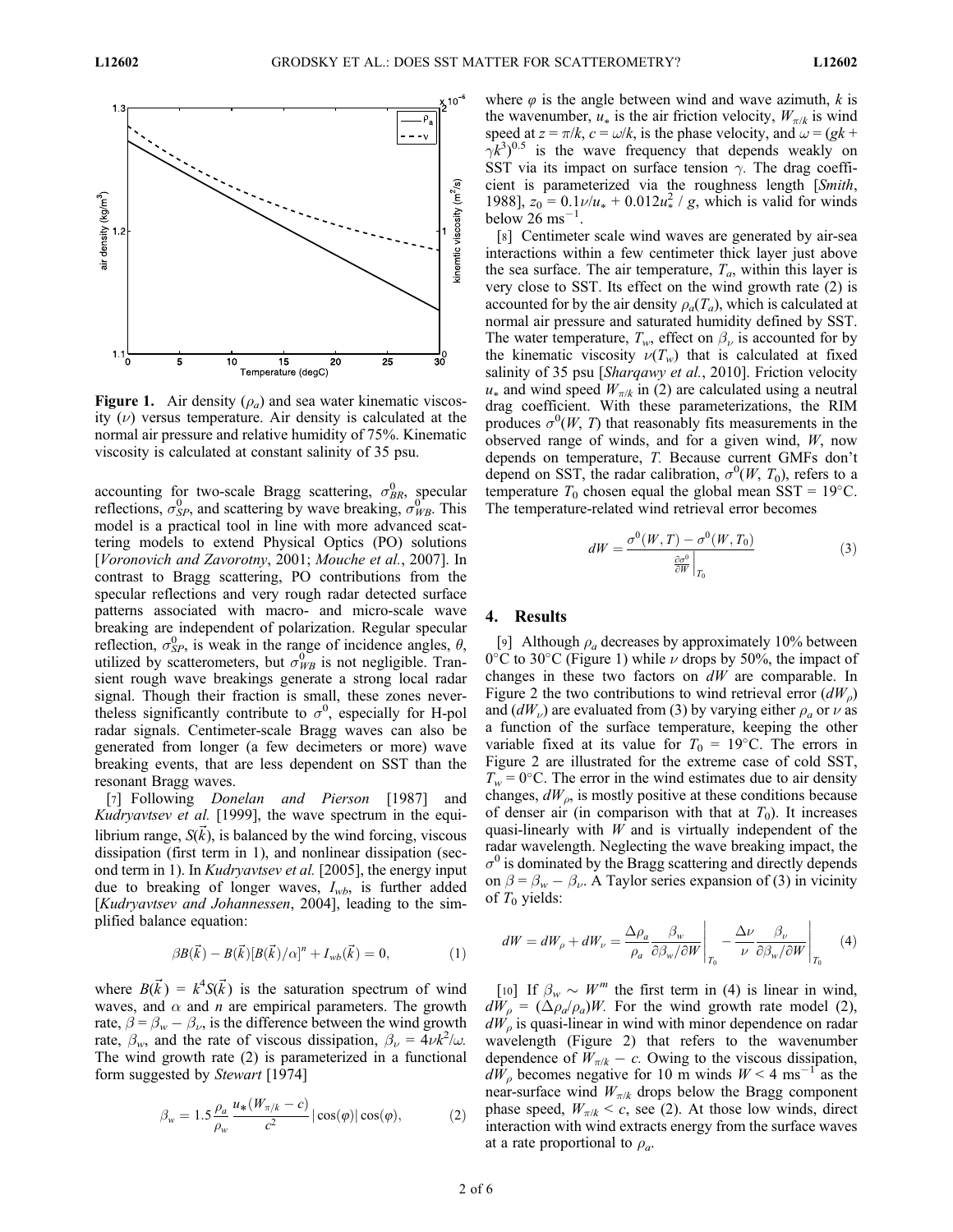**Figure 1.** Air density ($\rho_a$) and sea water kinematic viscosity ($\nu$) versus temperature. Air density is calculated at the normal air pressure and relative humidity of 75%. Kinematic viscosity is calculated at constant salinity of 35 psu.

accounting for two-scale Bragg scattering, $\sigma^0_{BR}$, specular reflections, $\sigma^0_{SP}$, and scattering by wave breaking, $\sigma^0_{WB}$. This model is a practical tool in line with more advanced scattering models to extend Physical Optics (PO) solutions [*Voronovich and Zavorotny*, 2001; *Mouche et al.*, 2007]. In contrast to Bragg scattering, PO contributions from the specular reflections and very rough radar detected surface patterns associated with macro- and micro-scale wave breaking are independent of polarization. Regular specular reflection, $\sigma^0_{SP}$, is weak in the range of incidence angles, $\theta$, utilized by scatterometers, but $\sigma^0_{WB}$ is not negligible. Transient rough wave breakings generate a strong local radar signal. Though their fraction is small, these zones nevertheless significantly contribute to $\sigma^0$, especially for H-pol radar signals. Centimeter-scale Bragg waves can also be generated from longer (a few decimeters or more) wave breaking events, that are less dependent on SST than the resonant Bragg waves.

[7] Following *Donelan and Pierson* [1987] and *Kudryavtsev et al.* [1999], the wave spectrum in the equilibrium range, $S(\vec{k})$, is balanced by the wind forcing, viscous dissipation (first term in 1), and nonlinear dissipation (second term in 1). In *Kudryavtsev et al.* [2005], the energy input due to breaking of longer waves, $I_{wb}$, is further added [*Kudryavtsev and Johannessen*, 2004], leading to the simplified balance equation:

$$\beta B(\vec{k}) - B(\vec{k})[B(\vec{k})/\alpha]^n + I_{wb}(\vec{k}) = 0, \qquad (1)$$

where $B(\vec{k}) = k^4 S(\vec{k})$ is the saturation spectrum of wind waves, and $\alpha$ and $n$ are empirical parameters. The growth rate, $\beta = \beta_w - \beta_\nu$, is the difference between the wind growth rate, $\beta_w$, and the rate of viscous dissipation, $\beta_\nu = 4\nu k^2/\omega$. The wind growth rate (2) is parameterized in a functional form suggested by *Stewart* [1974]

$$\beta_w = 1.5\frac{\rho_a}{\rho_w}\frac{u_*(W_{\pi/k} - c)}{c^2}|\cos(\varphi)|\cos(\varphi), \qquad (2)$$

where $\varphi$ is the angle between wind and wave azimuth, $k$ is the wavenumber, $u_*$ is the air friction velocity, $W_{\pi/k}$ is wind speed at $z = \pi/k$, $c = \omega/k$, is the phase velocity, and $\omega = (gk + \gamma k^3)^{0.5}$ is the wave frequency that depends weakly on SST via its impact on surface tension $\gamma$. The drag coefficient is parameterized via the roughness length [*Smith*, 1988], $z_0 = 0.1\nu/u_* + 0.012u_*^2/g$, which is valid for winds below 26 ms$^{-1}$.

[8] Centimeter scale wind waves are generated by air-sea interactions within a few centimeter thick layer just above the sea surface. The air temperature, $T_a$, within this layer is very close to SST. Its effect on the wind growth rate (2) is accounted for by the air density $\rho_a(T_a)$, which is calculated at normal air pressure and saturated humidity defined by SST. The water temperature, $T_w$, effect on $\beta_\nu$ is accounted for by the kinematic viscosity $\nu(T_w)$ that is calculated at fixed salinity of 35 psu [*Sharqawy et al.*, 2010]. Friction velocity $u_*$ and wind speed $W_{\pi/k}$ in (2) are calculated using a neutral drag coefficient. With these parameterizations, the RIM produces $\sigma^0(W, T)$ that reasonably fits measurements in the observed range of winds, and for a given wind, $W$, now depends on temperature, $T$. Because current GMFs don't depend on SST, the radar calibration, $\sigma^0(W, T_0)$, refers to a temperature $T_0$ chosen equal the global mean SST = 19°C. The temperature-related wind retrieval error becomes

$$dW = \frac{\sigma^0(W,T) - \sigma^0(W,T_0)}{\left.\frac{\partial\sigma^0}{\partial W}\right|_{T_0}} \qquad (3)$$

## 4. Results

[9] Although $\rho_a$ decreases by approximately 10% between 0°C to 30°C (Figure 1) while $\nu$ drops by 50%, the impact of changes in these two factors on $dW$ are comparable. In Figure 2 the two contributions to wind retrieval error ($dW_\rho$) and ($dW_\nu$) are evaluated from (3) by varying either $\rho_a$ or $\nu$ as a function of the surface temperature, keeping the other variable fixed at its value for $T_0$ = 19°C. The errors in Figure 2 are illustrated for the extreme case of cold SST, $T_w$ = 0°C. The error in the wind estimates due to air density changes, $dW_\rho$, is mostly positive at these conditions because of denser air (in comparison with that at $T_0$). It increases quasi-linearly with $W$ and is virtually independent of the radar wavelength. Neglecting the wave breaking impact, the $\sigma^0$ is dominated by the Bragg scattering and directly depends on $\beta = \beta_w - \beta_\nu$. A Taylor series expansion of (3) in vicinity of $T_0$ yields:

$$dW = dW_\rho + dW_\nu = \frac{\Delta\rho_a}{\rho_a}\left.\frac{\beta_w}{\partial\beta_w/\partial W}\right|_{T_0} - \frac{\Delta\nu}{\nu}\left.\frac{\beta_\nu}{\partial\beta_w/\partial W}\right|_{T_0} \qquad (4)$$

[10] If $\beta_w \sim W^m$ the first term in (4) is linear in wind, $dW_\rho = (\Delta\rho_a/\rho_a)W$. For the wind growth rate model (2), $dW_\rho$ is quasi-linear in wind with minor dependence on radar wavelength (Figure 2) that refers to the wavenumber dependence of $W_{\pi/k} - c$. Owing to the viscous dissipation, $dW_\rho$ becomes negative for 10 m winds $W$ < 4 ms$^{-1}$ as the near-surface wind $W_{\pi/k}$ drops below the Bragg component phase speed, $W_{\pi/k} < c$, see (2). At those low winds, direct interaction with wind extracts energy from the surface waves at a rate proportional to $\rho_a$.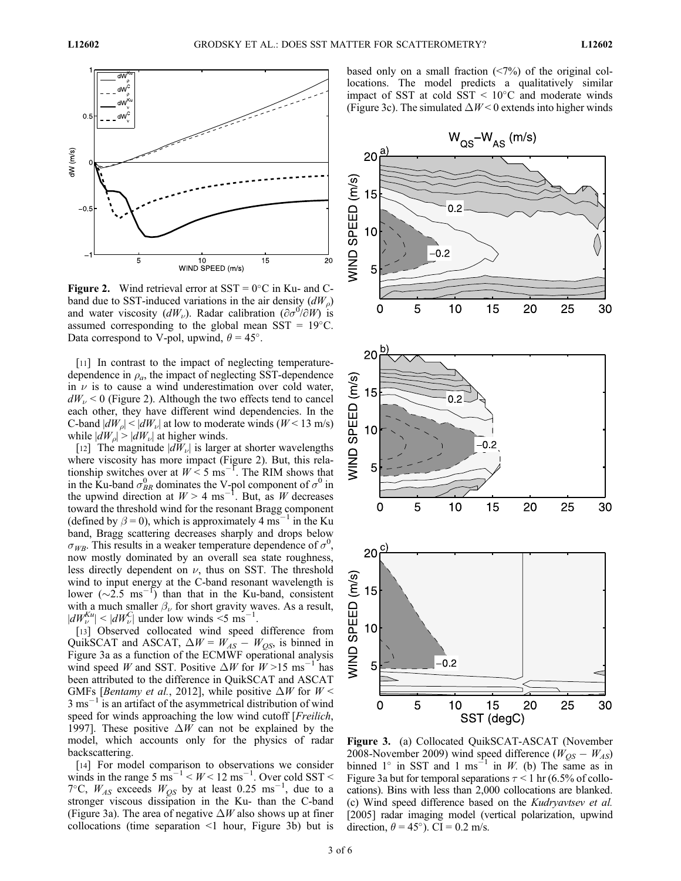**Figure 2.** Wind retrieval error at SST = 0°C in Ku- and C-band due to SST-induced variations in the air density ($dW_\rho$) and water viscosity ($dW_\nu$). Radar calibration ($\partial\sigma^0/\partial W$) is assumed corresponding to the global mean SST = 19°C. Data correspond to V-pol, upwind, $\theta = 45°$.

[11] In contrast to the impact of neglecting temperature-dependence in $\rho_a$, the impact of neglecting SST-dependence in $\nu$ is to cause a wind underestimation over cold water, $dW_\nu < 0$ (Figure 2). Although the two effects tend to cancel each other, they have different wind dependencies. In the C-band $|dW_\rho| < |dW_\nu|$ at low to moderate winds ($W$ < 13 m/s) while $|dW_\rho| > |dW_\nu|$ at higher winds.

[12] The magnitude $|dW_\nu|$ is larger at shorter wavelengths where viscosity has more impact (Figure 2). But, this relationship switches over at $W < 5$ ms$^{-1}$. The RIM shows that in the Ku-band $\sigma^0_{BR}$ dominates the V-pol component of $\sigma^0$ in the upwind direction at $W > 4$ ms$^{-1}$. But, as $W$ decreases toward the threshold wind for the resonant Bragg component (defined by $\beta = 0$), which is approximately 4 ms$^{-1}$ in the Ku band, Bragg scattering decreases sharply and drops below $\sigma_{WB}$. This results in a weaker temperature dependence of $\sigma^0$, now mostly dominated by an overall sea state roughness, less directly dependent on $\nu$, thus on SST. The threshold wind to input energy at the C-band resonant wavelength is lower (~2.5 ms$^{-1}$) than that in the Ku-band, consistent with a much smaller $\beta_\nu$ for short gravity waves. As a result, $|dW^{Ku}_\nu| < |dW^C_\nu|$ under low winds <5 ms$^{-1}$.

[13] Observed collocated wind speed difference from QuikSCAT and ASCAT, $\Delta W = W_{AS} - W_{QS}$, is binned in Figure 3a as a function of the ECMWF operational analysis wind speed $W$ and SST. Positive $\Delta W$ for $W$ >15 ms$^{-1}$ has been attributed to the difference in QuikSCAT and ASCAT GMFs [*Bentamy et al.*, 2012], while positive $\Delta W$ for $W$ < 3 ms$^{-1}$ is an artifact of the asymmetrical distribution of wind speed for winds approaching the low wind cutoff [*Freilich*, 1997]. These positive $\Delta W$ can not be explained by the model, which accounts only for the physics of radar backscattering.

[14] For model comparison to observations we consider winds in the range 5 ms$^{-1}$ < $W$ < 12 ms$^{-1}$. Over cold SST < 7°C, $W_{AS}$ exceeds $W_{QS}$ by at least 0.25 ms$^{-1}$, due to a stronger viscous dissipation in the Ku- than the C-band (Figure 3a). The area of negative $\Delta W$ also shows up at finer collocations (time separation <1 hour, Figure 3b) but is based only on a small fraction (<7%) of the original collocations. The model predicts a qualitatively similar impact of SST at cold SST < 10°C and moderate winds (Figure 3c). The simulated $\Delta W$ < 0 extends into higher winds

**Figure 3.** (a) Collocated QuikSCAT-ASCAT (November 2008-November 2009) wind speed difference ($W_{QS} - W_{AS}$) binned 1° in SST and 1 ms$^{-1}$ in $W$. (b) The same as in Figure 3a but for temporal separations $\tau$ < 1 hr (6.5% of collocations). Bins with less than 2,000 collocations are blanked. (c) Wind speed difference based on the *Kudryavtsev et al.* [2005] radar imaging model (vertical polarization, upwind direction, $\theta = 45°$). CI = 0.2 m/s.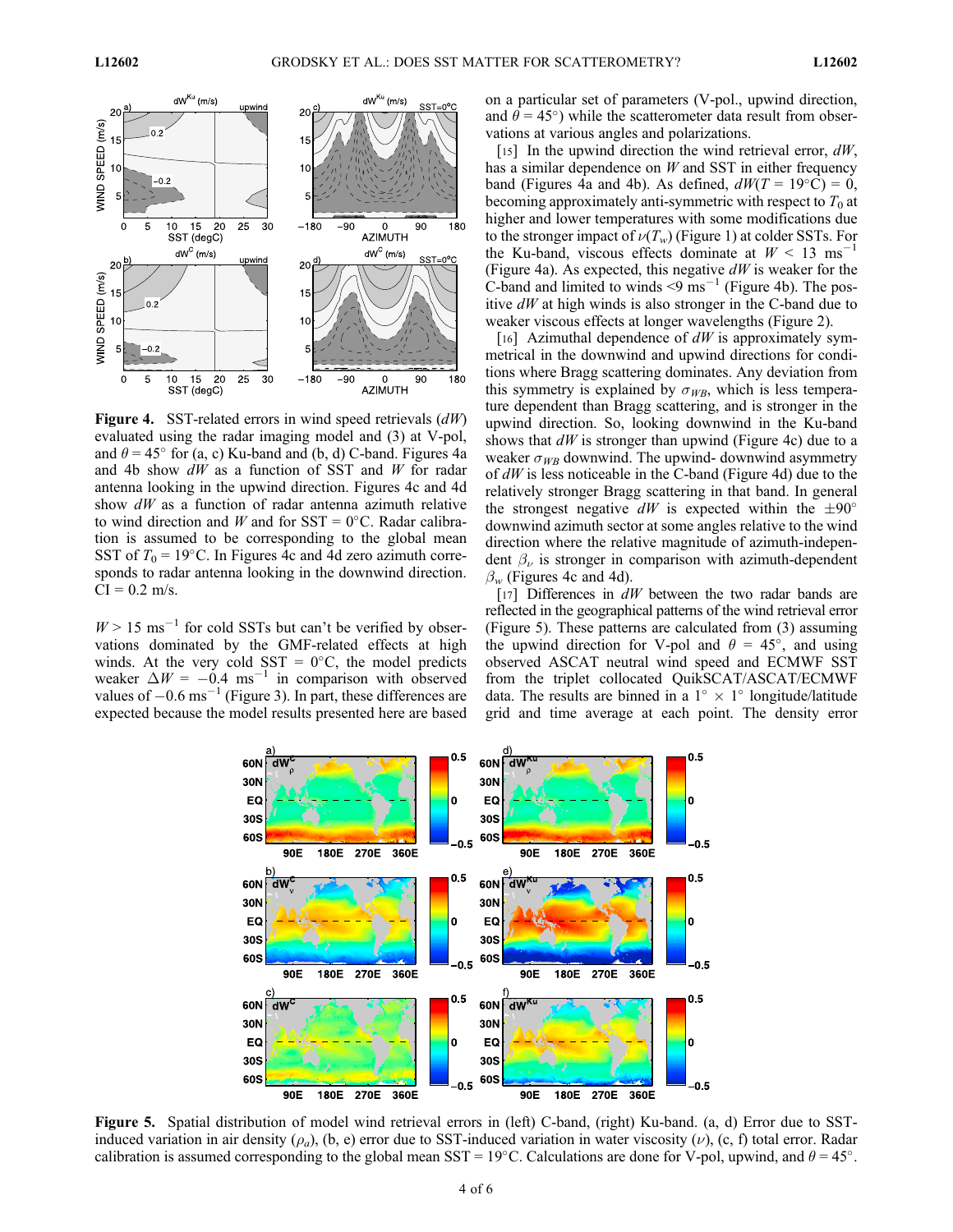**Figure 4.** SST-related errors in wind speed retrievals ($dW$) evaluated using the radar imaging model and (3) at V-pol, and $\theta = 45°$ for (a, c) Ku-band and (b, d) C-band. Figures 4a and 4b show $dW$ as a function of SST and $W$ for radar antenna looking in the upwind direction. Figures 4c and 4d show $dW$ as a function of radar antenna azimuth relative to wind direction and $W$ and for SST = 0°C. Radar calibration is assumed to be corresponding to the global mean SST of $T_0$ = 19°C. In Figures 4c and 4d zero azimuth corresponds to radar antenna looking in the downwind direction. CI = 0.2 m/s.

$W$ > 15 ms$^{-1}$ for cold SSTs but can't be verified by observations dominated by the GMF-related effects at high winds. At the very cold SST = 0°C, the model predicts weaker $\Delta W = -0.4$ ms$^{-1}$ in comparison with observed values of $-0.6$ ms$^{-1}$ (Figure 3). In part, these differences are expected because the model results presented here are based on a particular set of parameters (V-pol., upwind direction, and $\theta = 45°$) while the scatterometer data result from observations at various angles and polarizations.

[15] In the upwind direction the wind retrieval error, $dW$, has a similar dependence on $W$ and SST in either frequency band (Figures 4a and 4b). As defined, $dW(T = 19°\text{C}) = 0$, becoming approximately anti-symmetric with respect to $T_0$ at higher and lower temperatures with some modifications due to the stronger impact of $\nu(T_w)$ (Figure 1) at colder SSTs. For the Ku-band, viscous effects dominate at $W$ < 13 ms$^{-1}$ (Figure 4a). As expected, this negative $dW$ is weaker for the C-band and limited to winds <9 ms$^{-1}$ (Figure 4b). The positive $dW$ at high winds is also stronger in the C-band due to weaker viscous effects at longer wavelengths (Figure 2).

[16] Azimuthal dependence of $dW$ is approximately symmetrical in the downwind and upwind directions for conditions where Bragg scattering dominates. Any deviation from this symmetry is explained by $\sigma_{WB}$, which is less temperature dependent than Bragg scattering, and is stronger in the upwind direction. So, looking downwind in the Ku-band shows that $dW$ is stronger than upwind (Figure 4c) due to a weaker $\sigma_{WB}$ downwind. The upwind- downwind asymmetry of $dW$ is less noticeable in the C-band (Figure 4d) due to the relatively stronger Bragg scattering in that band. In general the strongest negative $dW$ is expected within the $\pm 90°$ downwind azimuth sector at some angles relative to the wind direction where the relative magnitude of azimuth-independent $\beta_\nu$ is stronger in comparison with azimuth-dependent $\beta_w$ (Figures 4c and 4d).

[17] Differences in $dW$ between the two radar bands are reflected in the geographical patterns of the wind retrieval error (Figure 5). These patterns are calculated from (3) assuming the upwind direction for V-pol and $\theta = 45°$, and using observed ASCAT neutral wind speed and ECMWF SST from the triplet collocated QuikSCAT/ASCAT/ECMWF data. The results are binned in a 1° × 1° longitude/latitude grid and time average at each point. The density error

**Figure 5.** Spatial distribution of model wind retrieval errors in (left) C-band, (right) Ku-band. (a, d) Error due to SST-induced variation in air density ($\rho_a$), (b, e) error due to SST-induced variation in water viscosity ($\nu$), (c, f) total error. Radar calibration is assumed corresponding to the global mean SST = 19°C. Calculations are done for V-pol, upwind, and $\theta = 45°$.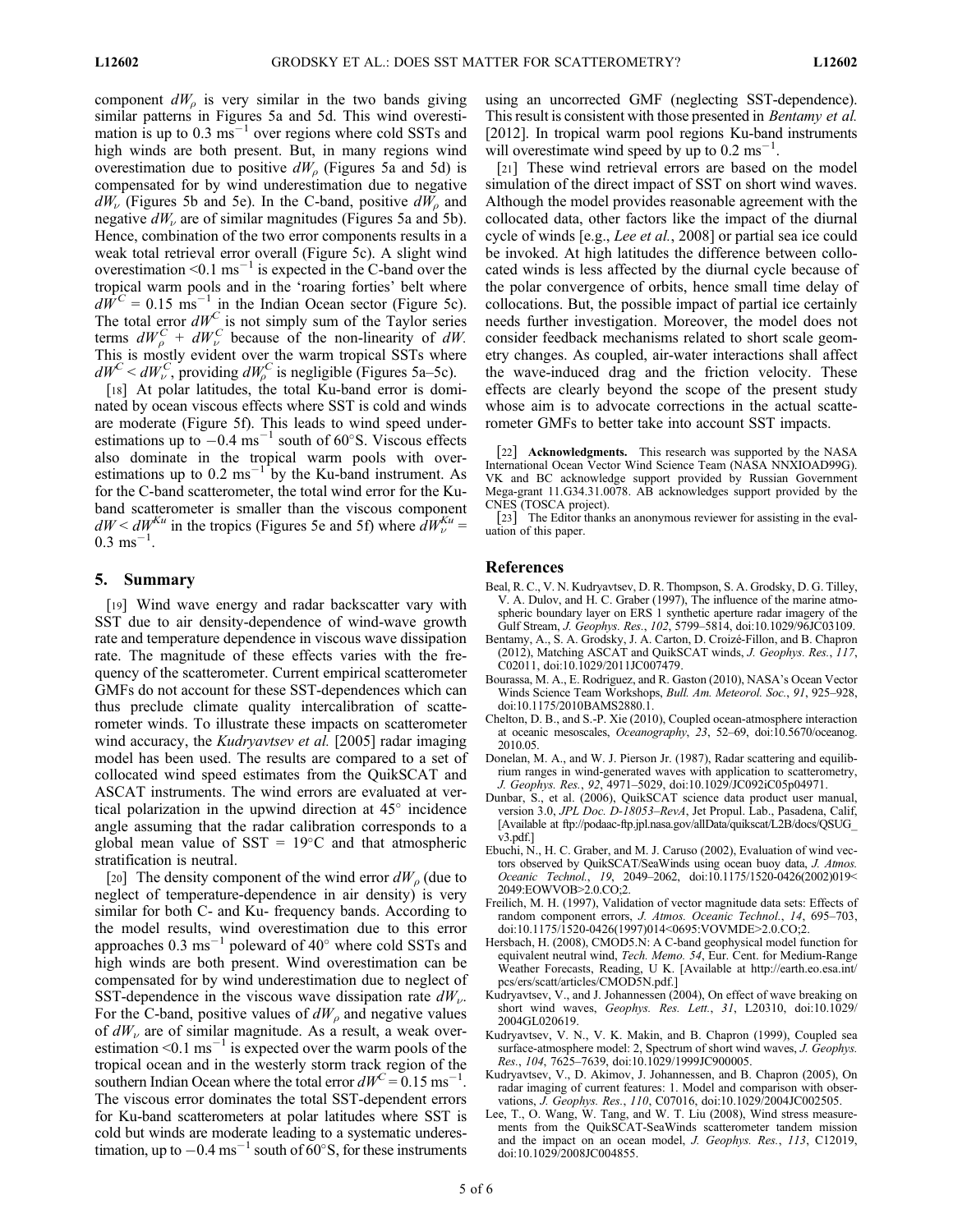component $dW_\rho$ is very similar in the two bands giving similar patterns in Figures 5a and 5d. This wind overestimation is up to 0.3 $ms^{-1}$ over regions where cold SSTs and high winds are both present. But, in many regions wind overestimation due to positive $dW_\rho$ (Figures 5a and 5d) is compensated for by wind underestimation due to negative $dW_\nu$ (Figures 5b and 5e). In the C-band, positive $dW_\rho$ and negative $dW_\nu$ are of similar magnitudes (Figures 5a and 5b). Hence, combination of the two error components results in a weak total retrieval error overall (Figure 5c). A slight wind overestimation <0.1 $ms^{-1}$ is expected in the C-band over the tropical warm pools and in the 'roaring forties' belt where $dW^C$ = 0.15 $ms^{-1}$ in the Indian Ocean sector (Figure 5c). The total error $dW^C$ is not simply sum of the Taylor series terms $dW_\rho^C + dW_\nu^C$ because of the non-linearity of $dW$. This is mostly evident over the warm tropical SSTs where $dW^C < dW_\nu^C$, providing $dW_\rho^C$ is negligible (Figures 5a–5c).

[18] At polar latitudes, the total Ku-band error is dominated by ocean viscous effects where SST is cold and winds are moderate (Figure 5f). This leads to wind speed underestimations up to −0.4 $ms^{-1}$ south of 60°S. Viscous effects also dominate in the tropical warm pools with overestimations up to 0.2 $ms^{-1}$ by the Ku-band instrument. As for the C-band scatterometer, the total wind error for the Ku-band scatterometer is smaller than the viscous component $dW < dW_\nu^{Ku}$ in the tropics (Figures 5e and 5f) where $dW_\nu^{Ku}$ = 0.3 $ms^{-1}$.

## 5. Summary

[19] Wind wave energy and radar backscatter vary with SST due to air density-dependence of wind-wave growth rate and temperature dependence in viscous wave dissipation rate. The magnitude of these effects varies with the frequency of the scatterometer. Current empirical scatterometer GMFs do not account for these SST-dependences which can thus preclude climate quality intercalibration of scatterometer winds. To illustrate these impacts on scatterometer wind accuracy, the *Kudryavtsev et al.* [2005] radar imaging model has been used. The results are compared to a set of collocated wind speed estimates from the QuikSCAT and ASCAT instruments. The wind errors are evaluated at vertical polarization in the upwind direction at 45° incidence angle assuming that the radar calibration corresponds to a global mean value of SST = 19°C and that atmospheric stratification is neutral.

[20] The density component of the wind error $dW_\rho$ (due to neglect of temperature-dependence in air density) is very similar for both C- and Ku- frequency bands. According to the model results, wind overestimation due to this error approaches 0.3 $ms^{-1}$ poleward of 40° where cold SSTs and high winds are both present. Wind overestimation can be compensated for by wind underestimation due to neglect of SST-dependence in the viscous wave dissipation rate $dW_\nu$. For the C-band, positive values of $dW_\rho$ and negative values of $dW_\nu$ are of similar magnitude. As a result, a weak overestimation <0.1 $ms^{-1}$ is expected over the warm pools of the tropical ocean and in the westerly storm track region of the southern Indian Ocean where the total error $dW^C$ = 0.15 $ms^{-1}$. The viscous error dominates the total SST-dependent errors for Ku-band scatterometers at polar latitudes where SST is cold but winds are moderate leading to a systematic underestimation, up to −0.4 $ms^{-1}$ south of 60°S, for these instruments using an uncorrected GMF (neglecting SST-dependence). This result is consistent with those presented in *Bentamy et al.* [2012]. In tropical warm pool regions Ku-band instruments will overestimate wind speed by up to 0.2 $ms^{-1}$.

[21] These wind retrieval errors are based on the model simulation of the direct impact of SST on short wind waves. Although the model provides reasonable agreement with the collocated data, other factors like the impact of the diurnal cycle of winds [e.g., *Lee et al.*, 2008] or partial sea ice could be invoked. At high latitudes the difference between collocated winds is less affected by the diurnal cycle because of the polar convergence of orbits, hence small time delay of collocations. But, the possible impact of partial ice certainly needs further investigation. Moreover, the model does not consider feedback mechanisms related to short scale geometry changes. As coupled, air-water interactions shall affect the wave-induced drag and the friction velocity. These effects are clearly beyond the scope of the present study whose aim is to advocate corrections in the actual scatterometer GMFs to better take into account SST impacts.

[22] **Acknowledgments.** This research was supported by the NASA International Ocean Vector Wind Science Team (NASA NNXIOAD99G). VK and BC acknowledge support provided by Russian Government Mega-grant 11.G34.31.0078. AB acknowledges support provided by the CNES (TOSCA project).

[23] The Editor thanks an anonymous reviewer for assisting in the evaluation of this paper.

## References

Beal, R. C., V. N. Kudryavtsev, D. R. Thompson, S. A. Grodsky, D. G. Tilley, V. A. Dulov, and H. C. Graber (1997), The influence of the marine atmospheric boundary layer on ERS 1 synthetic aperture radar imagery of the Gulf Stream, *J. Geophys. Res.*, *102*, 5799–5814, doi:10.1029/96JC03109.

Bentamy, A., S. A. Grodsky, J. A. Carton, D. Croizé-Fillon, and B. Chapron (2012), Matching ASCAT and QuikSCAT winds, *J. Geophys. Res.*, *117*, C02011, doi:10.1029/2011JC007479.

Bourassa, M. A., E. Rodriguez, and R. Gaston (2010), NASA's Ocean Vector Winds Science Team Workshops, *Bull. Am. Meteorol. Soc.*, *91*, 925–928, doi:10.1175/2010BAMS2880.1.

Chelton, D. B., and S.-P. Xie (2010), Coupled ocean-atmosphere interaction at oceanic mesoscales, *Oceanography*, *23*, 52–69, doi:10.5670/oceanog.2010.05.

Donelan, M. A., and W. J. Pierson Jr. (1987), Radar scattering and equilibrium ranges in wind-generated waves with application to scatterometry, *J. Geophys. Res.*, *92*, 4971–5029, doi:10.1029/JC092iC05p04971.

Dunbar, S., et al. (2006), QuikSCAT science data product user manual, version 3.0, *JPL Doc. D-18053–RevA*, Jet Propul. Lab., Pasadena, Calif, [Available at ftp://podaac-ftp.jpl.nasa.gov/allData/quikscat/L2B/docs/QSUG_v3.pdf.]

Ebuchi, N., H. C. Graber, and M. J. Caruso (2002), Evaluation of wind vectors observed by QuikSCAT/SeaWinds using ocean buoy data, *J. Atmos. Oceanic Technol.*, *19*, 2049–2062, doi:10.1175/1520-0426(2002)019<2049:EOWVOB>2.0.CO;2.

Freilich, M. H. (1997), Validation of vector magnitude data sets: Effects of random component errors, *J. Atmos. Oceanic Technol.*, *14*, 695–703, doi:10.1175/1520-0426(1997)014<0695:VOVMDE>2.0.CO;2.

Hersbach, H. (2008), CMOD5.N: A C-band geophysical model function for equivalent neutral wind, *Tech. Memo. 54*, Eur. Cent. for Medium-Range Weather Forecasts, Reading, U K. [Available at http://earth.eo.esa.int/pcs/ers/scatt/articles/CMOD5N.pdf.]

Kudryavtsev, V., and J. Johannessen (2004), On effect of wave breaking on short wind waves, *Geophys. Res. Lett.*, *31*, L20310, doi:10.1029/2004GL020619.

Kudryavtsev, V. N., V. K. Makin, and B. Chapron (1999), Coupled sea surface-atmosphere model: 2, Spectrum of short wind waves, *J. Geophys. Res.*, *104*, 7625–7639, doi:10.1029/1999JC900005.

Kudryavtsev, V., D. Akimov, J. Johannessen, and B. Chapron (2005), On radar imaging of current features: 1. Model and comparison with observations, *J. Geophys. Res.*, *110*, C07016, doi:10.1029/2004JC002505.

Lee, T., O. Wang, W. Tang, and W. T. Liu (2008), Wind stress measurements from the QuikSCAT-SeaWinds scatterometer tandem mission and the impact on an ocean model, *J. Geophys. Res.*, *113*, C12019, doi:10.1029/2008JC004855.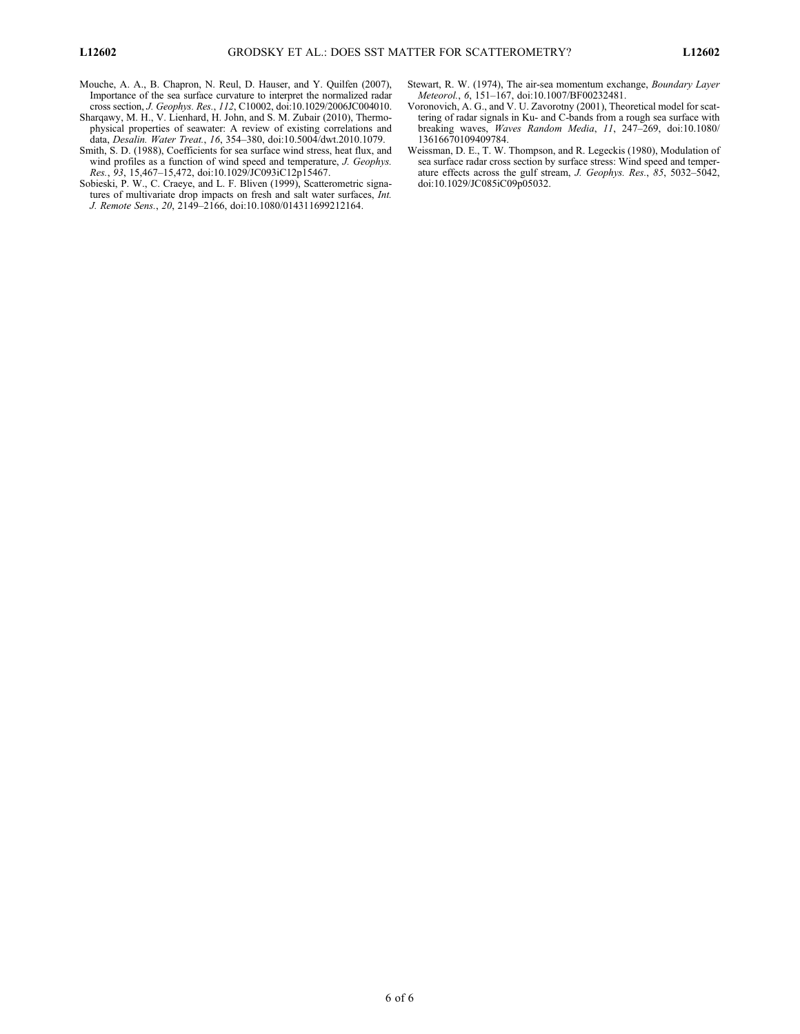Mouche, A. A., B. Chapron, N. Reul, D. Hauser, and Y. Quilfen (2007), Importance of the sea surface curvature to interpret the normalized radar cross section, *J. Geophys. Res.*, *112*, C10002, doi:10.1029/2006JC004010.

Sharqawy, M. H., V. Lienhard, H. John, and S. M. Zubair (2010), Thermophysical properties of seawater: A review of existing correlations and data, *Desalin. Water Treat.*, *16*, 354–380, doi:10.5004/dwt.2010.1079.

Smith, S. D. (1988), Coefficients for sea surface wind stress, heat flux, and wind profiles as a function of wind speed and temperature, *J. Geophys. Res.*, *93*, 15,467–15,472, doi:10.1029/JC093iC12p15467.

Sobieski, P. W., C. Craeye, and L. F. Bliven (1999), Scatterometric signatures of multivariate drop impacts on fresh and salt water surfaces, *Int. J. Remote Sens.*, *20*, 2149–2166, doi:10.1080/014311699212164.

Stewart, R. W. (1974), The air-sea momentum exchange, *Boundary Layer Meteorol.*, *6*, 151–167, doi:10.1007/BF00232481.

Voronovich, A. G., and V. U. Zavorotny (2001), Theoretical model for scattering of radar signals in Ku- and C-bands from a rough sea surface with breaking waves, *Waves Random Media*, *11*, 247–269, doi:10.1080/13616670109409784.

Weissman, D. E., T. W. Thompson, and R. Legeckis (1980), Modulation of sea surface radar cross section by surface stress: Wind speed and temperature effects across the gulf stream, *J. Geophys. Res.*, *85*, 5032–5042, doi:10.1029/JC085iC09p05032.